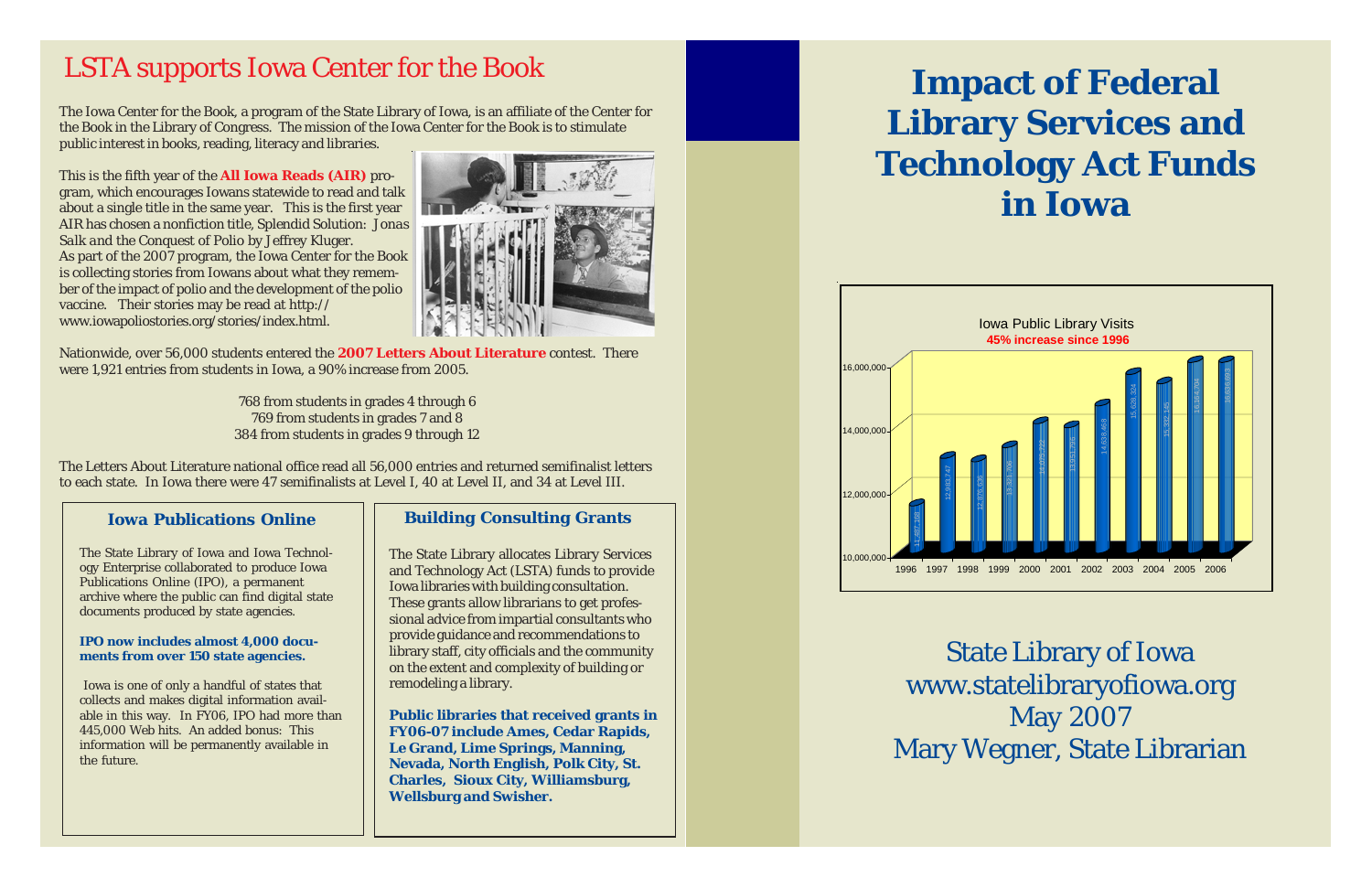## LSTA supports Iowa Center for the Book

The Iowa Center for the Book, a program of the State Library of Iowa, is an affiliate of the Center for the Book in the Library of Congress. The mission of the Iowa Center for the Book is to stimulate public interest in books, reading, literacy and libraries.

This is the fifth year of the **All Iowa Reads (AIR)** program, which encourages Iowans statewide to read and talk about a single title in the same year. This is the first year AIR has chosen a nonfiction title, Splendid Solution: *Jonas Salk and the Conquest of Polio* by Jeffrey Kluger. As part of the 2007 program, the Iowa Center for the Book is collecting stories from Iowans about what they remember of the impact of polio and the development of the polio vaccine. Their stories may be read at http://www.iowapoliostories.org/stories/index.html.

Nationwide, over 56,000 students entered the **2007 Letters About Literature** contest. There were 1,921 entries from students in Iowa, a 90% increase from 2005.

768 from students in grades 4 through 6
769 from students in grades 7 and 8
384 from students in grades 9 through 12

The Letters About Literature national office read all 56,000 entries and returned semifinalist letters to each state. In Iowa there were 47 semifinalists at Level I, 40 at Level II, and 34 at Level III.

### Iowa Publications Online

The State Library of Iowa and Iowa Technology Enterprise collaborated to produce Iowa Publications Online (IPO), a permanent archive where the public can find digital state documents produced by state agencies.

**IPO now includes almost 4,000 documents from over 150 state agencies.**

Iowa is one of only a handful of states that collects and makes digital information available in this way. In FY06, IPO had more than 445,000 Web hits. An added bonus: This information will be permanently available in the future.

### Building Consulting Grants

The State Library allocates Library Services and Technology Act (LSTA) funds to provide Iowa libraries with building consultation. These grants allow librarians to get professional advice from impartial consultants who provide guidance and recommendations to library staff, city officials and the community on the extent and complexity of building or remodeling a library.

**Public libraries that received grants in FY06-07 include Ames, Cedar Rapids, Le Grand, Lime Springs, Manning, Nevada, North English, Polk City, St. Charles, Sioux City, Williamsburg, Wellsburg and Swisher.**

# Impact of Federal Library Services and Technology Act Funds in Iowa

Iowa Public Library Visits
**45% increase since 1996**

| Year | Visits |
|---|---|
| 1996 | 11,487,188 |
| 1997 | 12,943,747 |
| 1998 | 12,876,636 |
| 1999 | 13,361,706 |
| 2000 | 14,075,722 |
| 2001 | 13,931,795 |
| 2002 | 14,638,468 |
| 2003 | 15,628,324 |
| 2004 | 15,332,145 |
| 2005 | 16,184,704 |
| 2006 | 16,638,893 |

State Library of Iowa
www.statelibraryofiowa.org
May 2007
Mary Wegner, State Librarian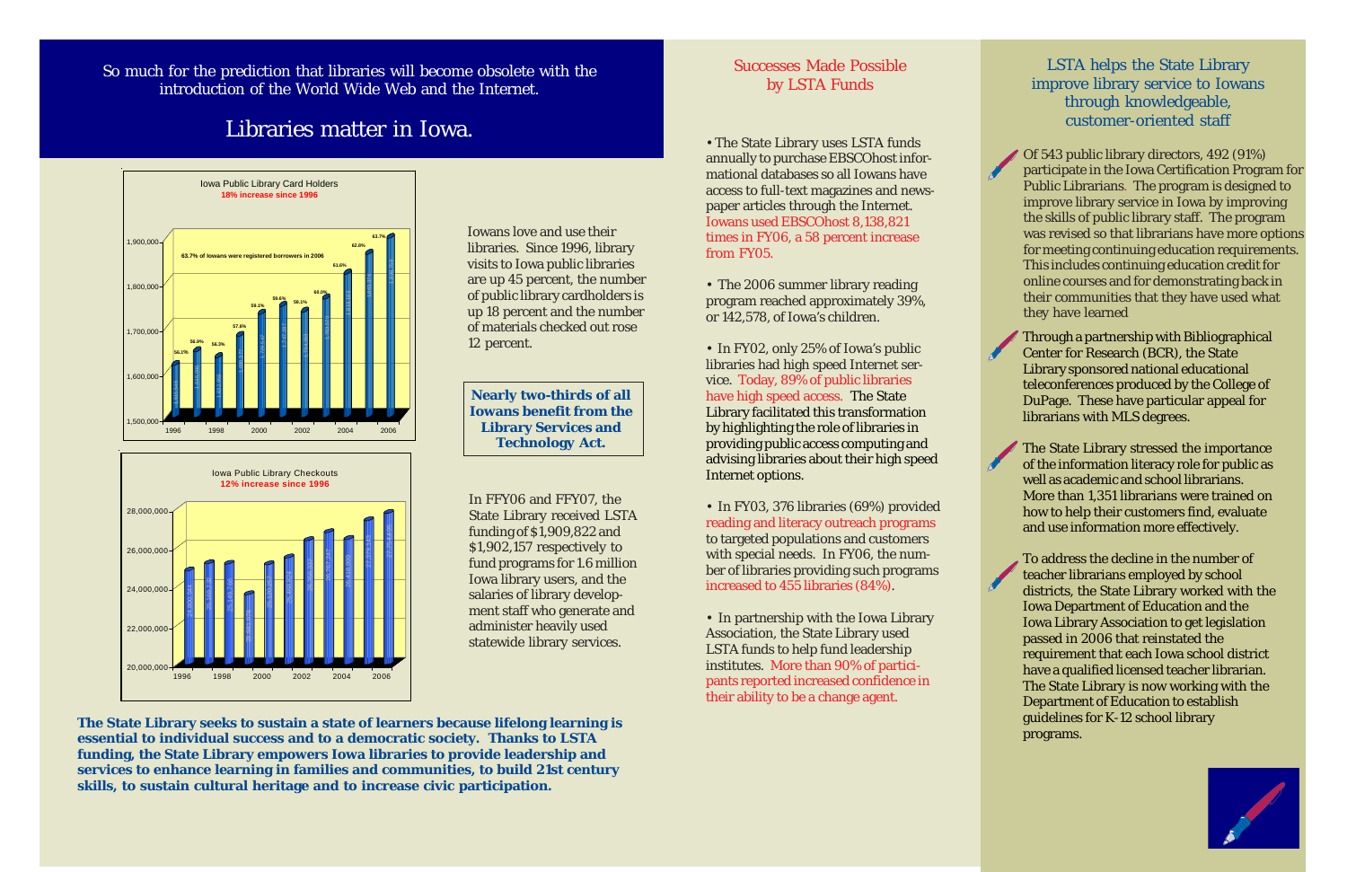So much for the prediction that libraries will become obsolete with the introduction of the World Wide Web and the Internet.

## Libraries matter in Iowa.

Iowa Public Library Card Holders
**18% increase since 1996**

63.7% of Iowans were registered borrowers in 2006

1,900,000
1,800,000
1,700,000
1,600,000
1,500,000

56.1%
56.9%
56.3%
57.6%
59.1%
59.6%
59.1%
60.0%
61.6%
62.0%
63.7%

1996
1998
2000
2002
2004
2006

Iowa Public Library Checkouts
**12% increase since 1996**

28,000,000
26,000,000
24,000,000
22,000,000
20,000,000

1996
1998
2000
2002
2004
2006

Iowans love and use their libraries. Since 1996, library visits to Iowa public libraries are up 45 percent, the number of public library cardholders is up 18 percent and the number of materials checked out rose 12 percent.

**Nearly two-thirds of all Iowans benefit from the Library Services and Technology Act.**

In FFY06 and FFY07, the State Library received LSTA funding of $1,909,822 and $1,902,157 respectively to fund programs for 1.6 million Iowa library users, and the salaries of library development staff who generate and administer heavily used statewide library services.

**The State Library seeks to sustain a state of learners because lifelong learning is essential to individual success and to a democratic society. Thanks to LSTA funding, the State Library empowers Iowa libraries to provide leadership and services to enhance learning in families and communities, to build 21st century skills, to sustain cultural heritage and to increase civic participation.**

## Successes Made Possible by LSTA Funds

- The State Library uses LSTA funds annually to purchase EBSCOhost informational databases so all Iowans have access to full-text magazines and newspaper articles through the Internet. Iowans used EBSCOhost 8,138,821 times in FY06, a 58 percent increase from FY05.

- The 2006 summer library reading program reached approximately 39%, or 142,578, of Iowa's children.

- In FY02, only 25% of Iowa's public libraries had high speed Internet service. Today, 89% of public libraries have high speed access. The State Library facilitated this transformation by highlighting the role of libraries in providing public access computing and advising libraries about their high speed Internet options.

- In FY03, 376 libraries (69%) provided reading and literacy outreach programs to targeted populations and customers with special needs. In FY06, the number of libraries providing such programs increased to 455 libraries (84%).

- In partnership with the Iowa Library Association, the State Library used LSTA funds to help fund leadership institutes. More than 90% of participants reported increased confidence in their ability to be a change agent.

## LSTA helps the State Library improve library service to Iowans through knowledgeable, customer-oriented staff

Of 543 public library directors, 492 (91%) participate in the Iowa Certification Program for Public Librarians. The program is designed to improve library service in Iowa by improving the skills of public library staff. The program was revised so that librarians have more options for meeting continuing education requirements. This includes continuing education credit for online courses and for demonstrating back in their communities that they have used what they have learned

Through a partnership with Bibliographical Center for Research (BCR), the State Library sponsored national educational teleconferences produced by the College of DuPage. These have particular appeal for librarians with MLS degrees.

The State Library stressed the importance of the information literacy role for public as well as academic and school librarians. More than 1,351 librarians were trained on how to help their customers find, evaluate and use information more effectively.

To address the decline in the number of teacher librarians employed by school districts, the State Library worked with the Iowa Department of Education and the Iowa Library Association to get legislation passed in 2006 that reinstated the requirement that each Iowa school district have a qualified licensed teacher librarian. The State Library is now working with the Department of Education to establish guidelines for K-12 school library programs.